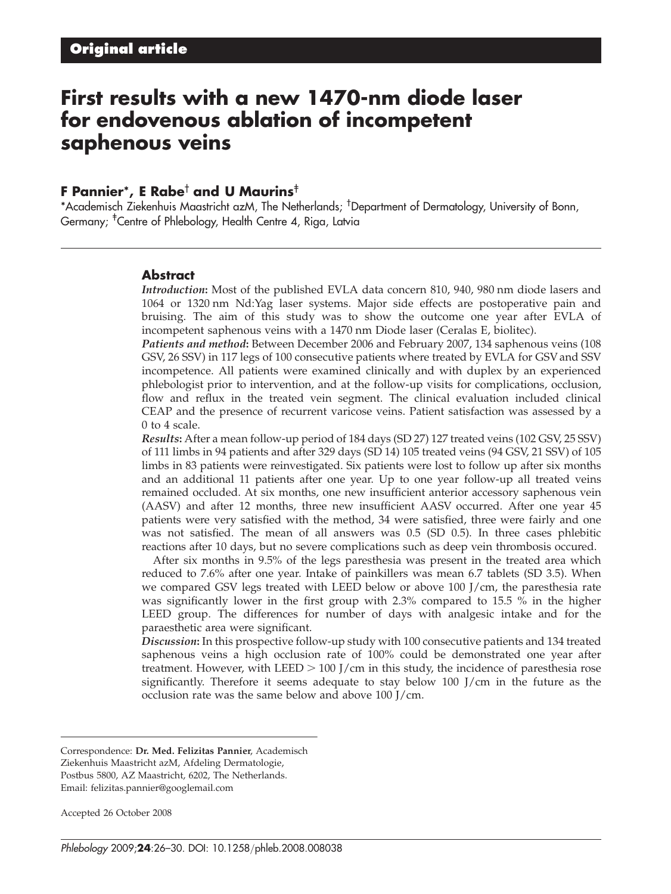**Original article**

# First results with a new 1470-nm diode laser for endovenous ablation of incompetent saphenous veins

**F Pannier*, E Rabe† and U Maurins‡**

*Academisch Ziekenhuis Maastricht azM, The Netherlands; †Department of Dermatology, University of Bonn, Germany; ‡Centre of Phlebology, Health Centre 4, Riga, Latvia

## Abstract

***Introduction*:** Most of the published EVLA data concern 810, 940, 980 nm diode lasers and 1064 or 1320 nm Nd:Yag laser systems. Major side effects are postoperative pain and bruising. The aim of this study was to show the outcome one year after EVLA of incompetent saphenous veins with a 1470 nm Diode laser (Ceralas E, biolitec).

***Patients and method*:** Between December 2006 and February 2007, 134 saphenous veins (108 GSV, 26 SSV) in 117 legs of 100 consecutive patients where treated by EVLA for GSV and SSV incompetence. All patients were examined clinically and with duplex by an experienced phlebologist prior to intervention, and at the follow-up visits for complications, occlusion, flow and reflux in the treated vein segment. The clinical evaluation included clinical CEAP and the presence of recurrent varicose veins. Patient satisfaction was assessed by a 0 to 4 scale.

***Results*:** After a mean follow-up period of 184 days (SD 27) 127 treated veins (102 GSV, 25 SSV) of 111 limbs in 94 patients and after 329 days (SD 14) 105 treated veins (94 GSV, 21 SSV) of 105 limbs in 83 patients were reinvestigated. Six patients were lost to follow up after six months and an additional 11 patients after one year. Up to one year follow-up all treated veins remained occluded. At six months, one new insufficient anterior accessory saphenous vein (AASV) and after 12 months, three new insufficient AASV occurred. After one year 45 patients were very satisfied with the method, 34 were satisfied, three were fairly and one was not satisfied. The mean of all answers was 0.5 (SD 0.5). In three cases phlebitic reactions after 10 days, but no severe complications such as deep vein thrombosis occured.

After six months in 9.5% of the legs paresthesia was present in the treated area which reduced to 7.6% after one year. Intake of painkillers was mean 6.7 tablets (SD 3.5). When we compared GSV legs treated with LEED below or above 100 J/cm, the paresthesia rate was significantly lower in the first group with 2.3% compared to 15.5 % in the higher LEED group. The differences for number of days with analgesic intake and for the paraesthetic area were significant.

***Discussion*:** In this prospective follow-up study with 100 consecutive patients and 134 treated saphenous veins a high occlusion rate of 100% could be demonstrated one year after treatment. However, with LEED > 100 J/cm in this study, the incidence of paresthesia rose significantly. Therefore it seems adequate to stay below 100 J/cm in the future as the occlusion rate was the same below and above 100 J/cm.

Correspondence: **Dr. Med. Felizitas Pannier**, Academisch Ziekenhuis Maastricht azM, Afdeling Dermatologie, Postbus 5800, AZ Maastricht, 6202, The Netherlands. Email: felizitas.pannier@googlemail.com

Accepted 26 October 2008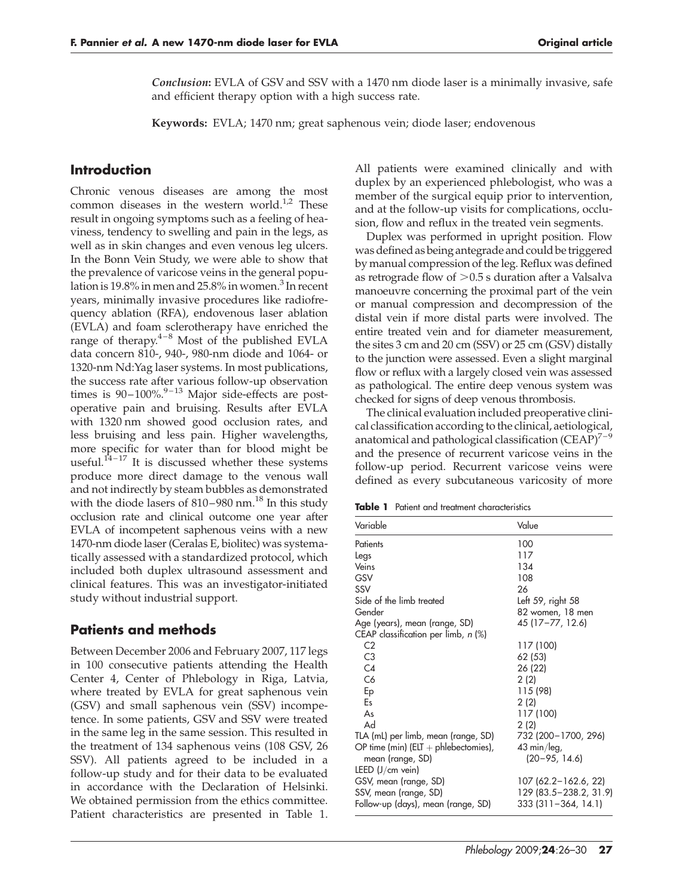*Conclusion*: EVLA of GSV and SSV with a 1470 nm diode laser is a minimally invasive, safe and efficient therapy option with a high success rate.

**Keywords:** EVLA; 1470 nm; great saphenous vein; diode laser; endovenous

## Introduction

Chronic venous diseases are among the most common diseases in the western world.[1,2] These result in ongoing symptoms such as a feeling of heaviness, tendency to swelling and pain in the legs, as well as in skin changes and even venous leg ulcers. In the Bonn Vein Study, we were able to show that the prevalence of varicose veins in the general population is 19.8% in men and 25.8% in women.[3] In recent years, minimally invasive procedures like radiofrequency ablation (RFA), endovenous laser ablation (EVLA) and foam sclerotherapy have enriched the range of therapy.[4–8] Most of the published EVLA data concern 810-, 940-, 980-nm diode and 1064- or 1320-nm Nd:Yag laser systems. In most publications, the success rate after various follow-up observation times is 90–100%.[9–13] Major side-effects are postoperative pain and bruising. Results after EVLA with 1320 nm showed good occlusion rates, and less bruising and less pain. Higher wavelengths, more specific for water than for blood might be useful.[14–17] It is discussed whether these systems produce more direct damage to the venous wall and not indirectly by steam bubbles as demonstrated with the diode lasers of 810–980 nm.[18] In this study occlusion rate and clinical outcome one year after EVLA of incompetent saphenous veins with a new 1470-nm diode laser (Ceralas E, biolitec) was systematically assessed with a standardized protocol, which included both duplex ultrasound assessment and clinical features. This was an investigator-initiated study without industrial support.

## Patients and methods

Between December 2006 and February 2007, 117 legs in 100 consecutive patients attending the Health Center 4, Center of Phlebology in Riga, Latvia, where treated by EVLA for great saphenous vein (GSV) and small saphenous vein (SSV) incompetence. In some patients, GSV and SSV were treated in the same leg in the same session. This resulted in the treatment of 134 saphenous veins (108 GSV, 26 SSV). All patients agreed to be included in a follow-up study and for their data to be evaluated in accordance with the Declaration of Helsinki. We obtained permission from the ethics committee. Patient characteristics are presented in Table 1.

All patients were examined clinically and with duplex by an experienced phlebologist, who was a member of the surgical equip prior to intervention, and at the follow-up visits for complications, occlusion, flow and reflux in the treated vein segments.

Duplex was performed in upright position. Flow was defined as being antegrade and could be triggered by manual compression of the leg. Reflux was defined as retrograde flow of >0.5 s duration after a Valsalva manoeuvre concerning the proximal part of the vein or manual compression and decompression of the distal vein if more distal parts were involved. The entire treated vein and for diameter measurement, the sites 3 cm and 20 cm (SSV) or 25 cm (GSV) distally to the junction were assessed. Even a slight marginal flow or reflux with a largely closed vein was assessed as pathological. The entire deep venous system was checked for signs of deep venous thrombosis.

The clinical evaluation included preoperative clinical classification according to the clinical, aetiological, anatomical and pathological classification (CEAP)[7–9] and the presence of recurrent varicose veins in the follow-up period. Recurrent varicose veins were defined as every subcutaneous varicosity of more

**Table 1** Patient and treatment characteristics

| Variable | Value |
|---|---|
| Patients | 100 |
| Legs | 117 |
| Veins | 134 |
| GSV | 108 |
| SSV | 26 |
| Side of the limb treated | Left 59, right 58 |
| Gender | 82 women, 18 men |
| Age (years), mean (range, SD) | 45 (17–77, 12.6) |
| CEAP classification per limb, *n* (%) | |
| C2 | 117 (100) |
| C3 | 62 (53) |
| C4 | 26 (22) |
| C6 | 2 (2) |
| Ep | 115 (98) |
| Es | 2 (2) |
| As | 117 (100) |
| Ad | 2 (2) |
| TLA (mL) per limb, mean (range, SD) | 732 (200–1700, 296) |
| OP time (min) (ELT + phlebectomies), mean (range, SD) | 43 min/leg, (20–95, 14.6) |
| LEED (J/cm vein) | |
| GSV, mean (range, SD) | 107 (62.2–162.6, 22) |
| SSV, mean (range, SD) | 129 (83.5–238.2, 31.9) |
| Follow-up (days), mean (range, SD) | 333 (311–364, 14.1) |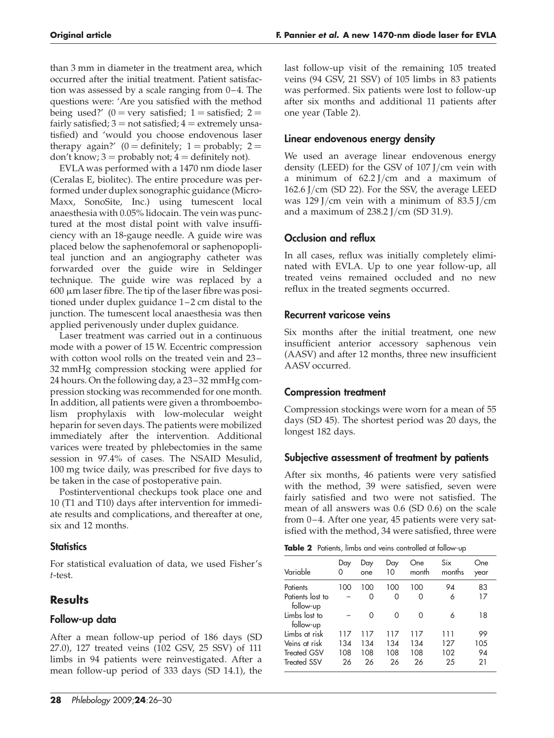than 3 mm in diameter in the treatment area, which occurred after the initial treatment. Patient satisfaction was assessed by a scale ranging from 0–4. The questions were: 'Are you satisfied with the method being used?' (0 = very satisfied; 1 = satisfied; 2 = fairly satisfied; 3 = not satisfied; 4 = extremely unsatisfied) and 'would you choose endovenous laser therapy again?' (0 = definitely; 1 = probably; 2 = don't know; 3 = probably not; 4 = definitely not).

EVLA was performed with a 1470 nm diode laser (Ceralas E, biolitec). The entire procedure was performed under duplex sonographic guidance (MicroMaxx, SonoSite, Inc.) using tumescent local anaesthesia with 0.05% lidocain. The vein was punctured at the most distal point with valve insufficiency with an 18-gauge needle. A guide wire was placed below the saphenofemoral or saphenopopliteal junction and an angiography catheter was forwarded over the guide wire in Seldinger technique. The guide wire was replaced by a 600 μm laser fibre. The tip of the laser fibre was positioned under duplex guidance 1–2 cm distal to the junction. The tumescent local anaesthesia was then applied perivenously under duplex guidance.

Laser treatment was carried out in a continuous mode with a power of 15 W. Eccentric compression with cotton wool rolls on the treated vein and 23–32 mmHg compression stocking were applied for 24 hours. On the following day, a 23–32 mmHg compression stocking was recommended for one month. In addition, all patients were given a thromboembolism prophylaxis with low-molecular weight heparin for seven days. The patients were mobilized immediately after the intervention. Additional varices were treated by phlebectomies in the same session in 97.4% of cases. The NSAID Mesulid, 100 mg twice daily, was prescribed for five days to be taken in the case of postoperative pain.

Postinterventional checkups took place one and 10 (T1 and T10) days after intervention for immediate results and complications, and thereafter at one, six and 12 months.

### Statistics

For statistical evaluation of data, we used Fisher's *t*-test.

## Results

### Follow-up data

After a mean follow-up period of 186 days (SD 27.0), 127 treated veins (102 GSV, 25 SSV) of 111 limbs in 94 patients were reinvestigated. After a mean follow-up period of 333 days (SD 14.1), the last follow-up visit of the remaining 105 treated veins (94 GSV, 21 SSV) of 105 limbs in 83 patients was performed. Six patients were lost to follow-up after six months and additional 11 patients after one year (Table 2).

### Linear endovenous energy density

We used an average linear endovenous energy density (LEED) for the GSV of 107 J/cm vein with a minimum of 62.2 J/cm and a maximum of 162.6 J/cm (SD 22). For the SSV, the average LEED was 129 J/cm vein with a minimum of 83.5 J/cm and a maximum of 238.2 J/cm (SD 31.9).

### Occlusion and reflux

In all cases, reflux was initially completely eliminated with EVLA. Up to one year follow-up, all treated veins remained occluded and no new reflux in the treated segments occurred.

### Recurrent varicose veins

Six months after the initial treatment, one new insufficient anterior accessory saphenous vein (AASV) and after 12 months, three new insufficient AASV occurred.

### Compression treatment

Compression stockings were worn for a mean of 55 days (SD 45). The shortest period was 20 days, the longest 182 days.

### Subjective assessment of treatment by patients

After six months, 46 patients were very satisfied with the method, 39 were satisfied, seven were fairly satisfied and two were not satisfied. The mean of all answers was 0.6 (SD 0.6) on the scale from 0–4. After one year, 45 patients were very satisfied with the method, 34 were satisfied, three were

**Table 2** Patients, limbs and veins controlled at follow-up

| Variable | Day 0 | Day one | Day 10 | One month | Six months | One year |
|---|---|---|---|---|---|---|
| Patients | 100 | 100 | 100 | 100 | 94 | 83 |
| Patients lost to follow-up | – | 0 | 0 | 0 | 6 | 17 |
| Limbs lost to follow-up | – | 0 | 0 | 0 | 6 | 18 |
| Limbs at risk | 117 | 117 | 117 | 117 | 111 | 99 |
| Veins at risk | 134 | 134 | 134 | 134 | 127 | 105 |
| Treated GSV | 108 | 108 | 108 | 108 | 102 | 94 |
| Treated SSV | 26 | 26 | 26 | 26 | 25 | 21 |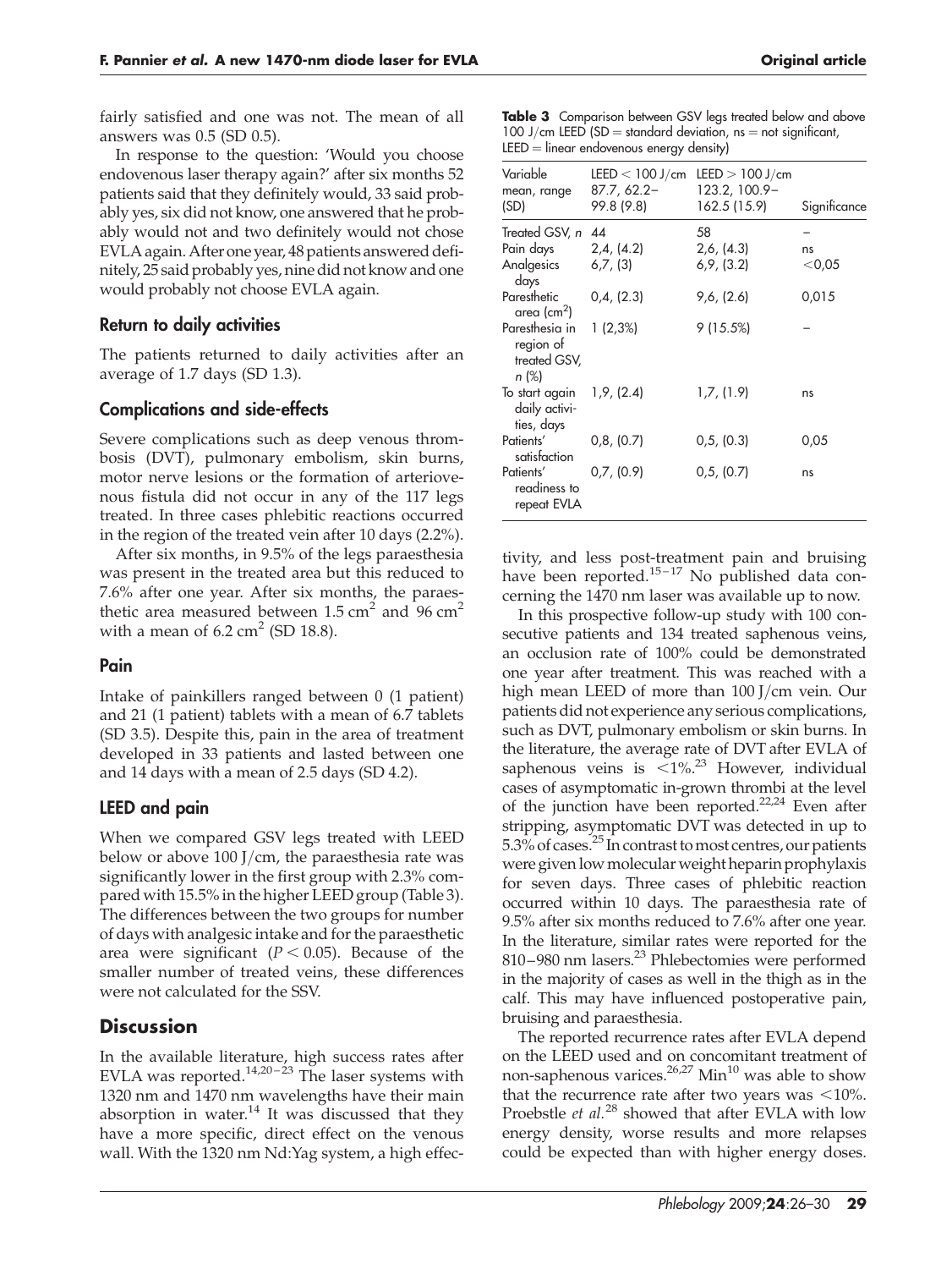fairly satisfied and one was not. The mean of all answers was 0.5 (SD 0.5).

In response to the question: 'Would you choose endovenous laser therapy again?' after six months 52 patients said that they definitely would, 33 said probably yes, six did not know, one answered that he probably would not and two definitely would not chose EVLA again. After one year, 48 patients answered definitely, 25 said probably yes, nine did not know and one would probably not choose EVLA again.

### Return to daily activities

The patients returned to daily activities after an average of 1.7 days (SD 1.3).

### Complications and side-effects

Severe complications such as deep venous thrombosis (DVT), pulmonary embolism, skin burns, motor nerve lesions or the formation of arteriovenous fistula did not occur in any of the 117 legs treated. In three cases phlebitic reactions occurred in the region of the treated vein after 10 days (2.2%).

After six months, in 9.5% of the legs paraesthesia was present in the treated area but this reduced to 7.6% after one year. After six months, the paraesthetic area measured between 1.5 $cm^2$ and 96 $cm^2$ with a mean of 6.2 $cm^2$ (SD 18.8).

### Pain

Intake of painkillers ranged between 0 (1 patient) and 21 (1 patient) tablets with a mean of 6.7 tablets (SD 3.5). Despite this, pain in the area of treatment developed in 33 patients and lasted between one and 14 days with a mean of 2.5 days (SD 4.2).

### LEED and pain

When we compared GSV legs treated with LEED below or above 100 J/cm, the paraesthesia rate was significantly lower in the first group with 2.3% compared with 15.5% in the higher LEED group (Table 3). The differences between the two groups for number of days with analgesic intake and for the paraesthetic area were significant ($P < 0.05$). Because of the smaller number of treated veins, these differences were not calculated for the SSV.

**Table 3** Comparison between GSV legs treated below and above 100 J/cm LEED (SD = standard deviation, ns = not significant, LEED = linear endovenous energy density)

| Variable mean, range (SD) | LEED < 100 J/cm 87.7, 62.2–99.8 (9.8) | LEED > 100 J/cm 123.2, 100.9–162.5 (15.9) | Significance |
|---|---|---|---|
| Treated GSV, n | 44 | 58 | – |
| Pain days | 2,4, (4.2) | 2,6, (4.3) | ns |
| Analgesics days | 6,7, (3) | 6,9, (3.2) | <0,05 |
| Paresthetic area ($cm^2$) | 0,4, (2.3) | 9,6, (2.6) | 0,015 |
| Paresthesia in region of treated GSV, n (%) | 1 (2,3%) | 9 (15.5%) | – |
| To start again daily activities, days | 1,9, (2.4) | 1,7, (1.9) | ns |
| Patients' satisfaction | 0,8, (0.7) | 0,5, (0.3) | 0,05 |
| Patients' readiness to repeat EVLA | 0,7, (0.9) | 0,5, (0.7) | ns |

## Discussion

In the available literature, high success rates after EVLA was reported.[14,20–23] The laser systems with 1320 nm and 1470 nm wavelengths have their main absorption in water.[14] It was discussed that they have a more specific, direct effect on the venous wall. With the 1320 nm Nd:Yag system, a high effectivity, and less post-treatment pain and bruising have been reported.[15–17] No published data concerning the 1470 nm laser was available up to now.

In this prospective follow-up study with 100 consecutive patients and 134 treated saphenous veins, an occlusion rate of 100% could be demonstrated one year after treatment. This was reached with a high mean LEED of more than 100 J/cm vein. Our patients did not experience any serious complications, such as DVT, pulmonary embolism or skin burns. In the literature, the average rate of DVT after EVLA of saphenous veins is <1%.[23] However, individual cases of asymptomatic in-grown thrombi at the level of the junction have been reported.[22,24] Even after stripping, asymptomatic DVT was detected in up to 5.3% of cases.[25] In contrast to most centres, our patients were given low molecular weight heparin prophylaxis for seven days. Three cases of phlebitic reaction occurred within 10 days. The paraesthesia rate of 9.5% after six months reduced to 7.6% after one year. In the literature, similar rates were reported for the 810–980 nm lasers.[23] Phlebectomies were performed in the majority of cases as well in the thigh as in the calf. This may have influenced postoperative pain, bruising and paraesthesia.

The reported recurrence rates after EVLA depend on the LEED used and on concomitant treatment of non-saphenous varices.[26,27] Min[10] was able to show that the recurrence rate after two years was <10%. Proebstle *et al.*[28] showed that after EVLA with low energy density, worse results and more relapses could be expected than with higher energy doses.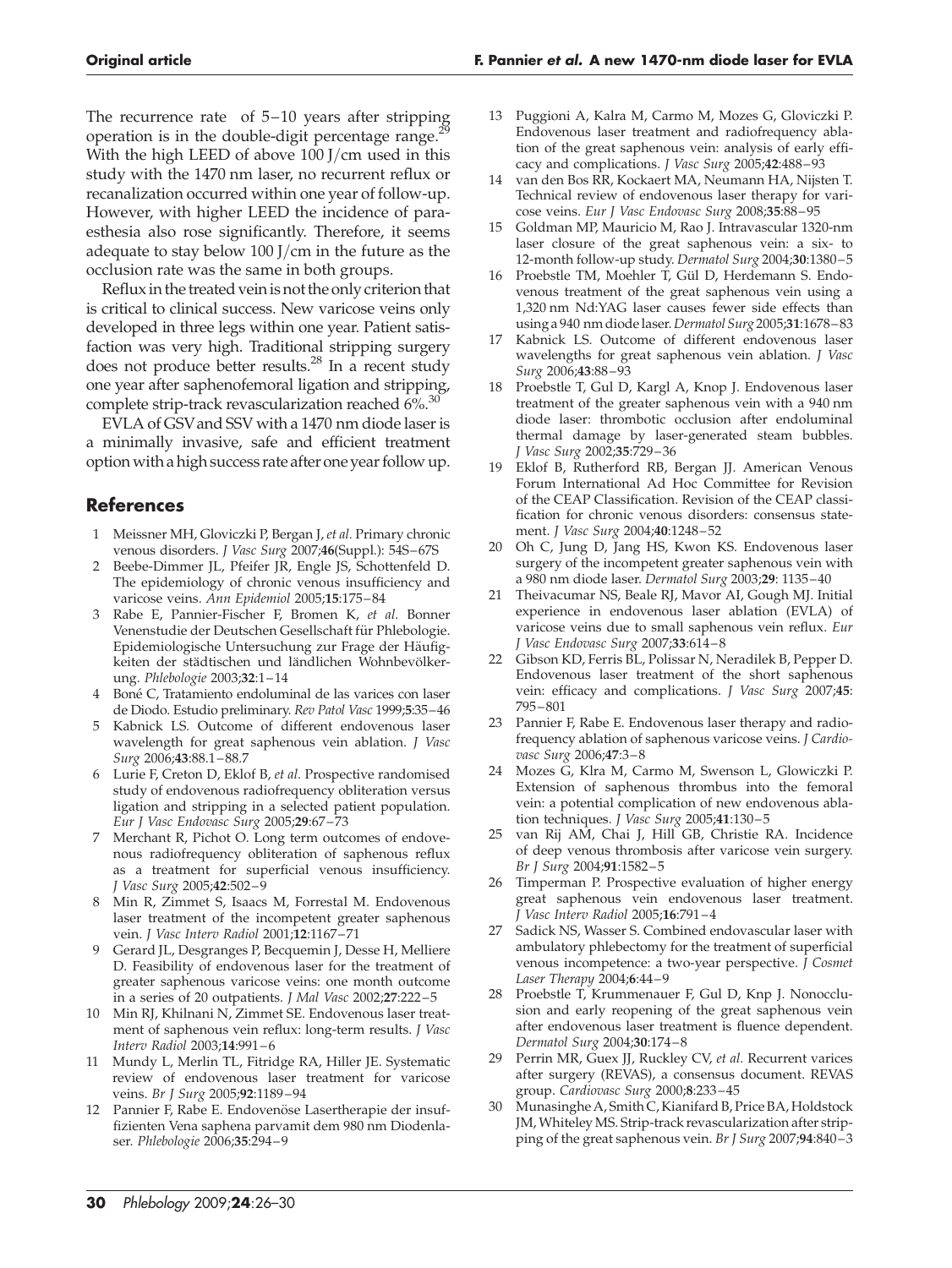The recurrence rate of 5–10 years after stripping operation is in the double-digit percentage range.[29] With the high LEED of above 100 J/cm used in this study with the 1470 nm laser, no recurrent reflux or recanalization occurred within one year of follow-up. However, with higher LEED the incidence of paraesthesia also rose significantly. Therefore, it seems adequate to stay below 100 J/cm in the future as the occlusion rate was the same in both groups.

Reflux in the treated vein is not the only criterion that is critical to clinical success. New varicose veins only developed in three legs within one year. Patient satisfaction was very high. Traditional stripping surgery does not produce better results.[28] In a recent study one year after saphenofemoral ligation and stripping, complete strip-track revascularization reached 6%.[30]

EVLA of GSV and SSV with a 1470 nm diode laser is a minimally invasive, safe and efficient treatment option with a high success rate after one year follow up.

## References

1. Meissner MH, Gloviczki P, Bergan J, *et al.* Primary chronic venous disorders. *J Vasc Surg* 2007;**46**(Suppl.): 54S–67S
2. Beebe-Dimmer JL, Pfeifer JR, Engle JS, Schottenfeld D. The epidemiology of chronic venous insufficiency and varicose veins. *Ann Epidemiol* 2005;**15**:175–84
3. Rabe E, Pannier-Fischer F, Bromen K, *et al.* Bonner Venenstudie der Deutschen Gesellschaft für Phlebologie. Epidemiologische Untersuchung zur Frage der Häufigkeiten der städtischen und ländlichen Wohnbevölkerung. *Phlebologie* 2003;**32**:1–14
4. Boné C, Tratamiento endoluminal de las varices con laser de Diodo. Estudio preliminary. *Rev Patol Vasc* 1999;**5**:35–46
5. Kabnick LS. Outcome of different endovenous laser wavelength for great saphenous vein ablation. *J Vasc Surg* 2006;**43**:88.1–88.7
6. Lurie F, Creton D, Eklof B, *et al.* Prospective randomised study of endovenous radiofrequency obliteration versus ligation and stripping in a selected patient population. *Eur J Vasc Endovasc Surg* 2005;**29**:67–73
7. Merchant R, Pichot O. Long term outcomes of endovenous radiofrequency obliteration of saphenous reflux as a treatment for superficial venous insufficiency. *J Vasc Surg* 2005;**42**:502–9
8. Min R, Zimmet S, Isaacs M, Forrestal M. Endovenous laser treatment of the incompetent greater saphenous vein. *J Vasc Interv Radiol* 2001;**12**:1167–71
9. Gerard JL, Desgranges P, Becquemin J, Desse H, Melliere D. Feasibility of endovenous laser for the treatment of greater saphenous varicose veins: one month outcome in a series of 20 outpatients. *J Mal Vasc* 2002;**27**:222–5
10. Min RJ, Khilnani N, Zimmet SE. Endovenous laser treatment of saphenous vein reflux: long-term results. *J Vasc Interv Radiol* 2003;**14**:991–6
11. Mundy L, Merlin TL, Fitridge RA, Hiller JE. Systematic review of endovenous laser treatment for varicose veins. *Br J Surg* 2005;**92**:1189–94
12. Pannier F, Rabe E. Endovenöse Lasertherapie der insuffizienten Vena saphena parvamit dem 980 nm Diodenlaser. *Phlebologie* 2006;**35**:294–9
13. Puggioni A, Kalra M, Carmo M, Mozes G, Gloviczki P. Endovenous laser treatment and radiofrequency ablation of the great saphenous vein: analysis of early efficacy and complications. *J Vasc Surg* 2005;**42**:488–93
14. van den Bos RR, Kockaert MA, Neumann HA, Nijsten T. Technical review of endovenous laser therapy for varicose veins. *Eur J Vasc Endovasc Surg* 2008;**35**:88–95
15. Goldman MP, Mauricio M, Rao J. Intravascular 1320-nm laser closure of the great saphenous vein: a six- to 12-month follow-up study. *Dermatol Surg* 2004;**30**:1380–5
16. Proebstle TM, Moehler T, Gül D, Herdemann S. Endovenous treatment of the great saphenous vein using a 1,320 nm Nd:YAG laser causes fewer side effects than using a 940 nm diode laser. *Dermatol Surg* 2005;**31**:1678–83
17. Kabnick LS. Outcome of different endovenous laser wavelengths for great saphenous vein ablation. *J Vasc Surg* 2006;**43**:88–93
18. Proebstle T, Gul D, Kargl A, Knop J. Endovenous laser treatment of the greater saphenous vein with a 940 nm diode laser: thrombotic occlusion after endoluminal thermal damage by laser-generated steam bubbles. *J Vasc Surg* 2002;**35**:729–36
19. Eklof B, Rutherford RB, Bergan JJ. American Venous Forum International Ad Hoc Committee for Revision of the CEAP Classification. Revision of the CEAP classification for chronic venous disorders: consensus statement. *J Vasc Surg* 2004;**40**:1248–52
20. Oh C, Jung D, Jang HS, Kwon KS. Endovenous laser surgery of the incompetent greater saphenous vein with a 980 nm diode laser. *Dermatol Surg* 2003;**29**: 1135–40
21. Theivacumar NS, Beale RJ, Mavor AI, Gough MJ. Initial experience in endovenous laser ablation (EVLA) of varicose veins due to small saphenous vein reflux. *Eur J Vasc Endovasc Surg* 2007;**33**:614–8
22. Gibson KD, Ferris BL, Polissar N, Neradilek B, Pepper D. Endovenous laser treatment of the short saphenous vein: efficacy and complications. *J Vasc Surg* 2007;**45**: 795–801
23. Pannier F, Rabe E. Endovenous laser therapy and radiofrequency ablation of saphenous varicose veins. *J Cardiovasc Surg* 2006;**47**:3–8
24. Mozes G, Klra M, Carmo M, Swenson L, Glowiczki P. Extension of saphenous thrombus into the femoral vein: a potential complication of new endovenous ablation techniques. *J Vasc Surg* 2005;**41**:130–5
25. van Rij AM, Chai J, Hill GB, Christie RA. Incidence of deep venous thrombosis after varicose vein surgery. *Br J Surg* 2004;**91**:1582–5
26. Timperman P. Prospective evaluation of higher energy great saphenous vein endovenous laser treatment. *J Vasc Interv Radiol* 2005;**16**:791–4
27. Sadick NS, Wasser S. Combined endovascular laser with ambulatory phlebectomy for the treatment of superficial venous incompetence: a two-year perspective. *J Cosmet Laser Therapy* 2004;**6**:44–9
28. Proebstle T, Krummenauer F, Gul D, Knp J. Nonocclusion and early reopening of the great saphenous vein after endovenous laser treatment is fluence dependent. *Dermatol Surg* 2004;**30**:174–8
29. Perrin MR, Guex JJ, Ruckley CV, *et al.* Recurrent varices after surgery (REVAS), a consensus document. REVAS group. *Cardiovasc Surg* 2000;**8**:233–45
30. Munasinghe A, Smith C, Kianifard B, Price BA, Holdstock JM, Whiteley MS. Strip-track revascularization after stripping of the great saphenous vein. *Br J Surg* 2007;**94**:840–3